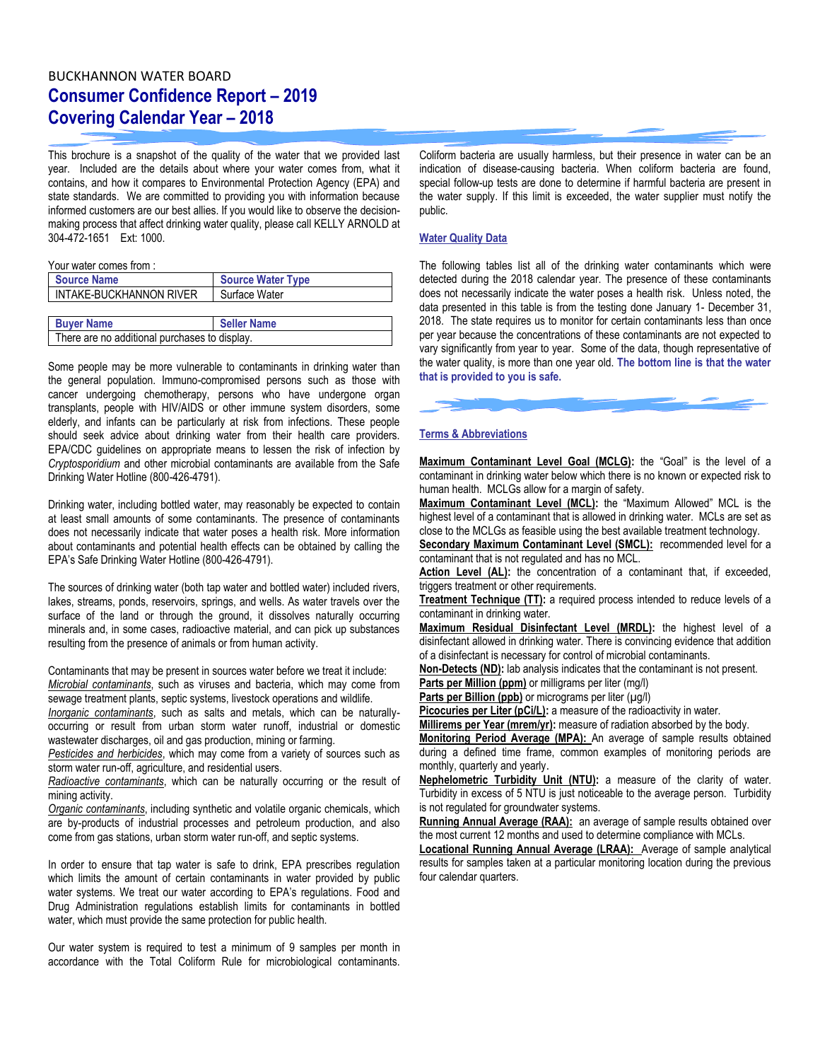BUCKHANNON WATER BOARD

# Consumer Confidence Report – 2019
# Covering Calendar Year – 2018

This brochure is a snapshot of the quality of the water that we provided last year. Included are the details about where your water comes from, what it contains, and how it compares to Environmental Protection Agency (EPA) and state standards. We are committed to providing you with information because informed customers are our best allies. If you would like to observe the decision-making process that affect drinking water quality, please call KELLY ARNOLD at 304-472-1651 Ext: 1000.

Your water comes from :

| Source Name | Source Water Type |
|---|---|
| INTAKE-BUCKHANNON RIVER | Surface Water |

| Buyer Name | Seller Name |
|---|---|
| There are no additional purchases to display. | |

Some people may be more vulnerable to contaminants in drinking water than the general population. Immuno-compromised persons such as those with cancer undergoing chemotherapy, persons who have undergone organ transplants, people with HIV/AIDS or other immune system disorders, some elderly, and infants can be particularly at risk from infections. These people should seek advice about drinking water from their health care providers. EPA/CDC guidelines on appropriate means to lessen the risk of infection by *Cryptosporidium* and other microbial contaminants are available from the Safe Drinking Water Hotline (800-426-4791).

Drinking water, including bottled water, may reasonably be expected to contain at least small amounts of some contaminants. The presence of contaminants does not necessarily indicate that water poses a health risk. More information about contaminants and potential health effects can be obtained by calling the EPA's Safe Drinking Water Hotline (800-426-4791).

The sources of drinking water (both tap water and bottled water) included rivers, lakes, streams, ponds, reservoirs, springs, and wells. As water travels over the surface of the land or through the ground, it dissolves naturally occurring minerals and, in some cases, radioactive material, and can pick up substances resulting from the presence of animals or from human activity.

Contaminants that may be present in sources water before we treat it include:
*Microbial contaminants*, such as viruses and bacteria, which may come from sewage treatment plants, septic systems, livestock operations and wildlife.
*Inorganic contaminants*, such as salts and metals, which can be naturally-occurring or result from urban storm water runoff, industrial or domestic wastewater discharges, oil and gas production, mining or farming.
*Pesticides and herbicides*, which may come from a variety of sources such as storm water run-off, agriculture, and residential users.
*Radioactive contaminants*, which can be naturally occurring or the result of mining activity.
*Organic contaminants*, including synthetic and volatile organic chemicals, which are by-products of industrial processes and petroleum production, and also come from gas stations, urban storm water run-off, and septic systems.

In order to ensure that tap water is safe to drink, EPA prescribes regulation which limits the amount of certain contaminants in water provided by public water systems. We treat our water according to EPA's regulations. Food and Drug Administration regulations establish limits for contaminants in bottled water, which must provide the same protection for public health.

Our water system is required to test a minimum of 9 samples per month in accordance with the Total Coliform Rule for microbiological contaminants. Coliform bacteria are usually harmless, but their presence in water can be an indication of disease-causing bacteria. When coliform bacteria are found, special follow-up tests are done to determine if harmful bacteria are present in the water supply. If this limit is exceeded, the water supplier must notify the public.

## Water Quality Data

The following tables list all of the drinking water contaminants which were detected during the 2018 calendar year. The presence of these contaminants does not necessarily indicate the water poses a health risk. Unless noted, the data presented in this table is from the testing done January 1- December 31, 2018. The state requires us to monitor for certain contaminants less than once per year because the concentrations of these contaminants are not expected to vary significantly from year to year. Some of the data, though representative of the water quality, is more than one year old. **The bottom line is that the water that is provided to you is safe.**

## Terms & Abbreviations

**Maximum Contaminant Level Goal (MCLG):** the "Goal" is the level of a contaminant in drinking water below which there is no known or expected risk to human health. MCLGs allow for a margin of safety.
**Maximum Contaminant Level (MCL):** the "Maximum Allowed" MCL is the highest level of a contaminant that is allowed in drinking water. MCLs are set as close to the MCLGs as feasible using the best available treatment technology.
**Secondary Maximum Contaminant Level (SMCL):** recommended level for a contaminant that is not regulated and has no MCL.
**Action Level (AL):** the concentration of a contaminant that, if exceeded, triggers treatment or other requirements.
**Treatment Technique (TT):** a required process intended to reduce levels of a contaminant in drinking water.
**Maximum Residual Disinfectant Level (MRDL):** the highest level of a disinfectant allowed in drinking water. There is convincing evidence that addition of a disinfectant is necessary for control of microbial contaminants.
**Non-Detects (ND):** lab analysis indicates that the contaminant is not present.
**Parts per Million (ppm)** or milligrams per liter (mg/l)
**Parts per Billion (ppb)** or micrograms per liter (µg/l)
**Picocuries per Liter (pCi/L):** a measure of the radioactivity in water.
**Millirems per Year (mrem/yr):** measure of radiation absorbed by the body.
**Monitoring Period Average (MPA):** An average of sample results obtained during a defined time frame, common examples of monitoring periods are monthly, quarterly and yearly.
**Nephelometric Turbidity Unit (NTU):** a measure of the clarity of water. Turbidity in excess of 5 NTU is just noticeable to the average person. Turbidity is not regulated for groundwater systems.
**Running Annual Average (RAA):** an average of sample results obtained over the most current 12 months and used to determine compliance with MCLs.
**Locational Running Annual Average (LRAA):** Average of sample analytical results for samples taken at a particular monitoring location during the previous four calendar quarters.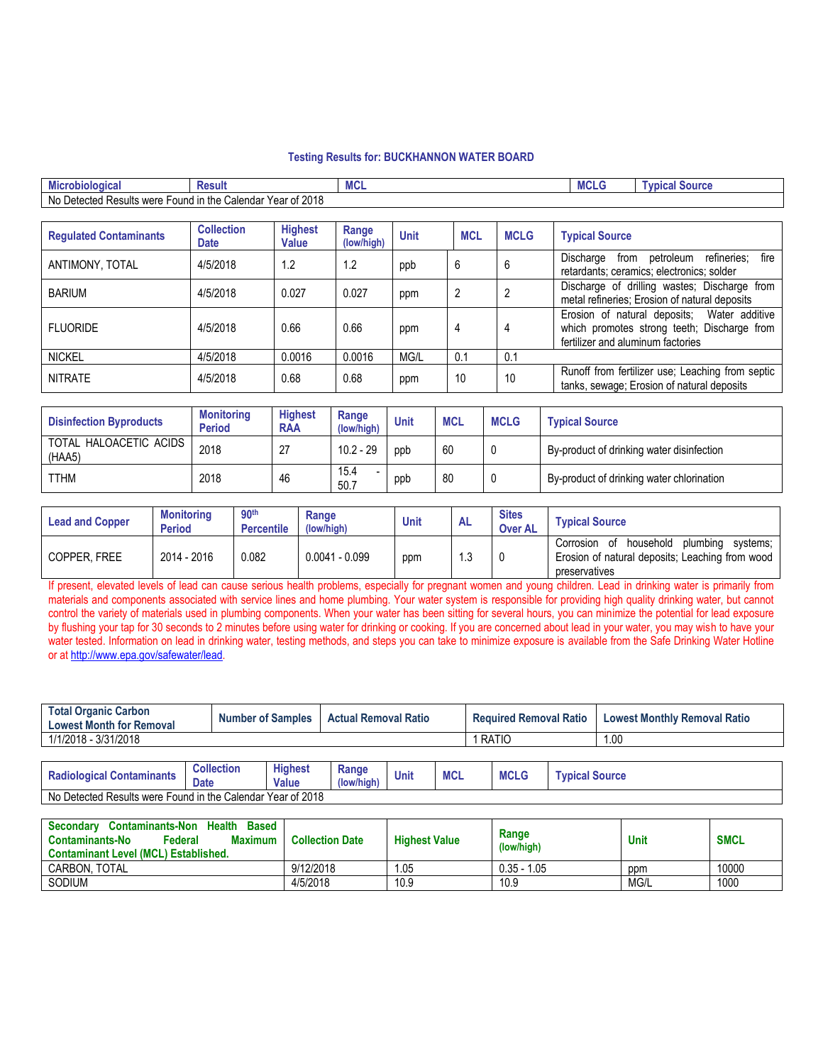### Testing Results for: BUCKHANNON WATER BOARD

| Microbiological | Result | MCL | MCLG | Typical Source |
|---|---|---|---|---|
| No Detected Results were Found in the Calendar Year of 2018 | | | | |

| Regulated Contaminants | Collection Date | Highest Value | Range (low/high) | Unit | MCL | MCLG | Typical Source |
|---|---|---|---|---|---|---|---|
| ANTIMONY, TOTAL | 4/5/2018 | 1.2 | 1.2 | ppb | 6 | 6 | Discharge from petroleum refineries; fire retardants; ceramics; electronics; solder |
| BARIUM | 4/5/2018 | 0.027 | 0.027 | ppm | 2 | 2 | Discharge of drilling wastes; Discharge from metal refineries; Erosion of natural deposits |
| FLUORIDE | 4/5/2018 | 0.66 | 0.66 | ppm | 4 | 4 | Erosion of natural deposits; Water additive which promotes strong teeth; Discharge from fertilizer and aluminum factories |
| NICKEL | 4/5/2018 | 0.0016 | 0.0016 | MG/L | 0.1 | 0.1 | |
| NITRATE | 4/5/2018 | 0.68 | 0.68 | ppm | 10 | 10 | Runoff from fertilizer use; Leaching from septic tanks, sewage; Erosion of natural deposits |

| Disinfection Byproducts | Monitoring Period | Highest RAA | Range (low/high) | Unit | MCL | MCLG | Typical Source |
|---|---|---|---|---|---|---|---|
| TOTAL HALOACETIC ACIDS (HAA5) | 2018 | 27 | 10.2 - 29 | ppb | 60 | 0 | By-product of drinking water disinfection |
| TTHM | 2018 | 46 | 15.4 - 50.7 | ppb | 80 | 0 | By-product of drinking water chlorination |

| Lead and Copper | Monitoring Period | 90th Percentile | Range (low/high) | Unit | AL | Sites Over AL | Typical Source |
|---|---|---|---|---|---|---|---|
| COPPER, FREE | 2014 - 2016 | 0.082 | 0.0041 - 0.099 | ppm | 1.3 | 0 | Corrosion of household plumbing systems; Erosion of natural deposits; Leaching from wood preservatives |

If present, elevated levels of lead can cause serious health problems, especially for pregnant women and young children. Lead in drinking water is primarily from materials and components associated with service lines and home plumbing. Your water system is responsible for providing high quality drinking water, but cannot control the variety of materials used in plumbing components. When your water has been sitting for several hours, you can minimize the potential for lead exposure by flushing your tap for 30 seconds to 2 minutes before using water for drinking or cooking. If you are concerned about lead in your water, you may wish to have your water tested. Information on lead in drinking water, testing methods, and steps you can take to minimize exposure is available from the Safe Drinking Water Hotline or at http://www.epa.gov/safewater/lead.

| Total Organic Carbon Lowest Month for Removal | Number of Samples | Actual Removal Ratio | Required Removal Ratio | Lowest Monthly Removal Ratio |
|---|---|---|---|---|
| 1/1/2018 - 3/31/2018 | | | 1 RATIO | 1.00 |

| Radiological Contaminants | Collection Date | Highest Value | Range (low/high) | Unit | MCL | MCLG | Typical Source |
|---|---|---|---|---|---|---|---|
| No Detected Results were Found in the Calendar Year of 2018 | | | | | | | |

| Secondary Contaminants-Non Health Based Contaminants-No Federal Maximum Contaminant Level (MCL) Established. | Collection Date | Highest Value | Range (low/high) | Unit | SMCL |
|---|---|---|---|---|---|
| CARBON, TOTAL | 9/12/2018 | 1.05 | 0.35 - 1.05 | ppm | 10000 |
| SODIUM | 4/5/2018 | 10.9 | 10.9 | MG/L | 1000 |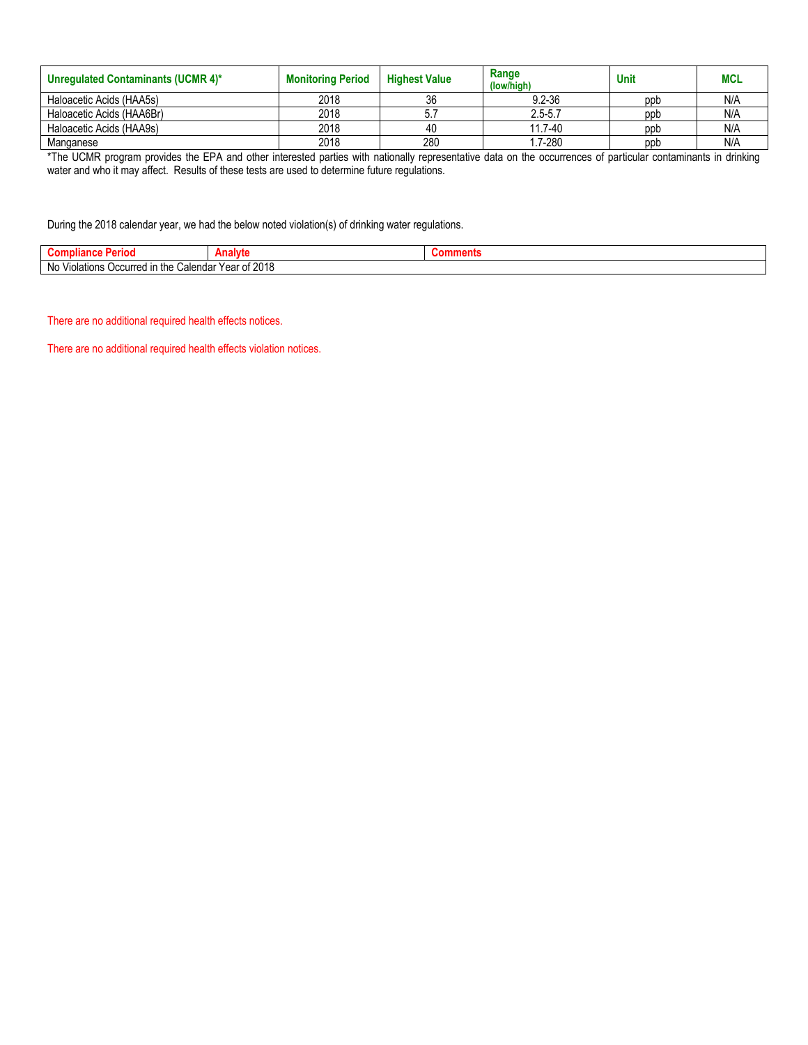| Unregulated Contaminants (UCMR 4)* | Monitoring Period | Highest Value | Range (low/high) | Unit | MCL |
|---|---|---|---|---|---|
| Haloacetic Acids (HAA5s) | 2018 | 36 | 9.2-36 | ppb | N/A |
| Haloacetic Acids (HAA6Br) | 2018 | 5.7 | 2.5-5.7 | ppb | N/A |
| Haloacetic Acids (HAA9s) | 2018 | 40 | 11.7-40 | ppb | N/A |
| Manganese | 2018 | 280 | 1.7-280 | ppb | N/A |

*The UCMR program provides the EPA and other interested parties with nationally representative data on the occurrences of particular contaminants in drinking water and who it may affect. Results of these tests are used to determine future regulations.

During the 2018 calendar year, we had the below noted violation(s) of drinking water regulations.

| Compliance Period | Analyte | Comments |
|---|---|---|
| No Violations Occurred in the Calendar Year of 2018 | | |

There are no additional required health effects notices.

There are no additional required health effects violation notices.